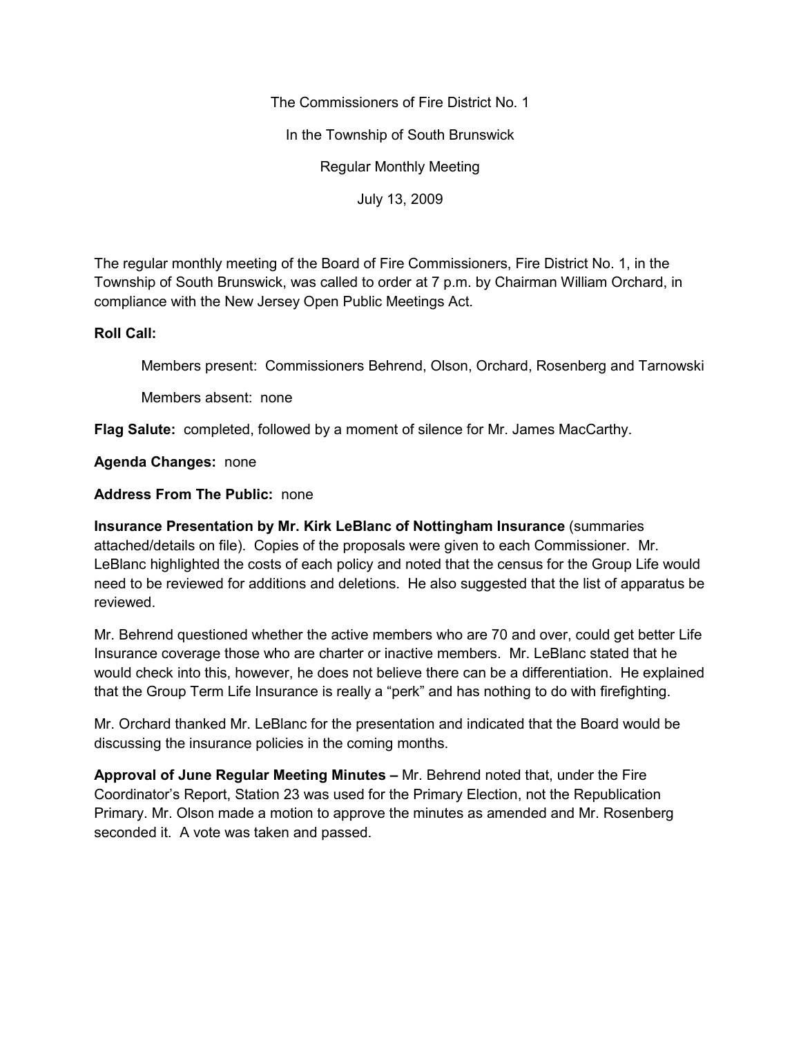The Commissioners of Fire District No. 1

In the Township of South Brunswick

Regular Monthly Meeting

July 13, 2009

The regular monthly meeting of the Board of Fire Commissioners, Fire District No. 1, in the Township of South Brunswick, was called to order at 7 p.m. by Chairman William Orchard, in compliance with the New Jersey Open Public Meetings Act.

**Roll Call:**

Members present: Commissioners Behrend, Olson, Orchard, Rosenberg and Tarnowski

Members absent: none

**Flag Salute:** completed, followed by a moment of silence for Mr. James MacCarthy.

**Agenda Changes:** none

**Address From The Public:** none

**Insurance Presentation by Mr. Kirk LeBlanc of Nottingham Insurance** (summaries attached/details on file). Copies of the proposals were given to each Commissioner. Mr. LeBlanc highlighted the costs of each policy and noted that the census for the Group Life would need to be reviewed for additions and deletions. He also suggested that the list of apparatus be reviewed.

Mr. Behrend questioned whether the active members who are 70 and over, could get better Life Insurance coverage those who are charter or inactive members. Mr. LeBlanc stated that he would check into this, however, he does not believe there can be a differentiation. He explained that the Group Term Life Insurance is really a "perk" and has nothing to do with firefighting.

Mr. Orchard thanked Mr. LeBlanc for the presentation and indicated that the Board would be discussing the insurance policies in the coming months.

**Approval of June Regular Meeting Minutes –** Mr. Behrend noted that, under the Fire Coordinator's Report, Station 23 was used for the Primary Election, not the Republication Primary. Mr. Olson made a motion to approve the minutes as amended and Mr. Rosenberg seconded it. A vote was taken and passed.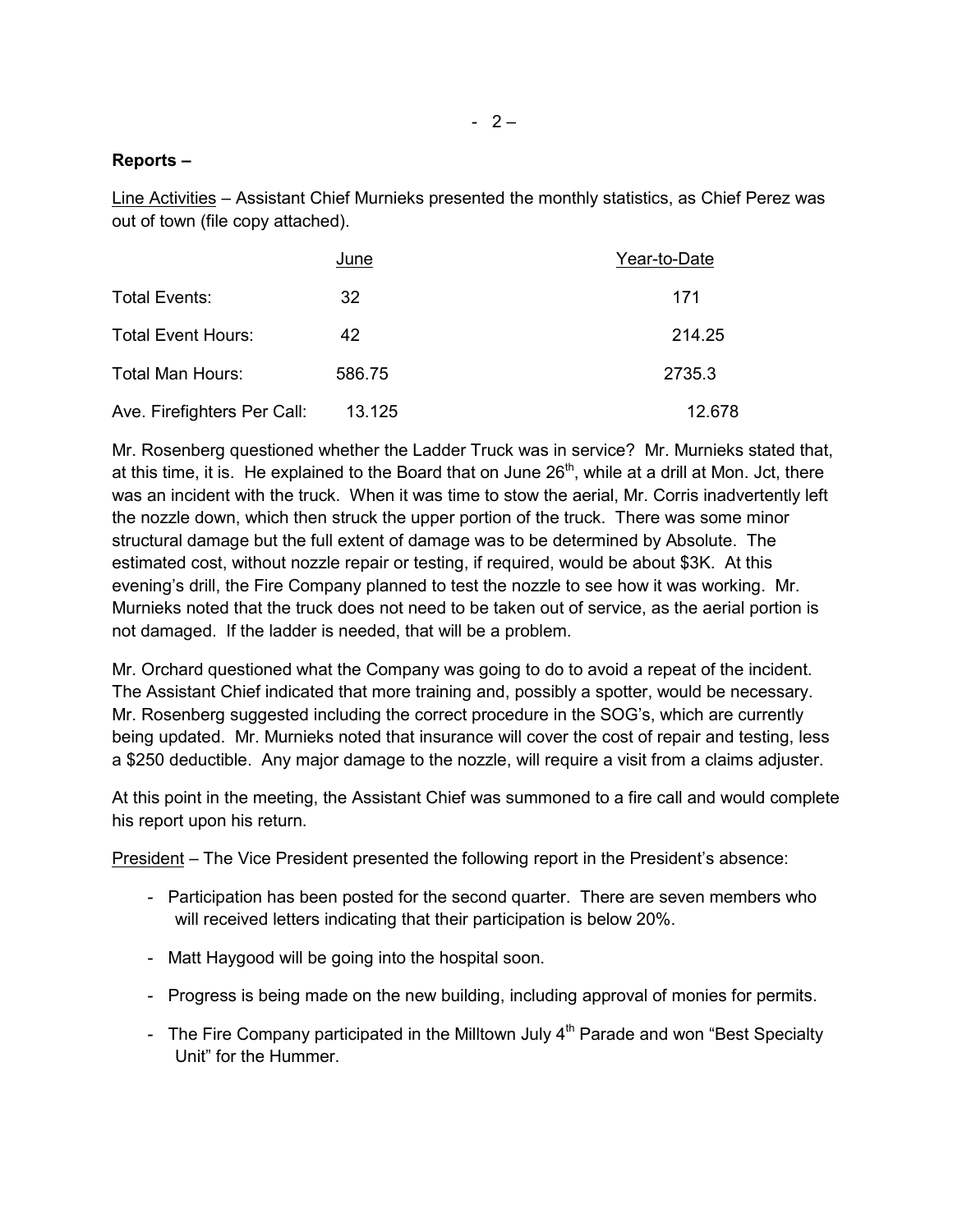**Reports –**

Line Activities – Assistant Chief Murnieks presented the monthly statistics, as Chief Perez was out of town (file copy attached).

| | June | Year-to-Date |
|---|---|---|
| Total Events: | 32 | 171 |
| Total Event Hours: | 42 | 214.25 |
| Total Man Hours: | 586.75 | 2735.3 |
| Ave. Firefighters Per Call: | 13.125 | 12.678 |

Mr. Rosenberg questioned whether the Ladder Truck was in service? Mr. Murnieks stated that, at this time, it is. He explained to the Board that on June 26th, while at a drill at Mon. Jct, there was an incident with the truck. When it was time to stow the aerial, Mr. Corris inadvertently left the nozzle down, which then struck the upper portion of the truck. There was some minor structural damage but the full extent of damage was to be determined by Absolute. The estimated cost, without nozzle repair or testing, if required, would be about $3K. At this evening's drill, the Fire Company planned to test the nozzle to see how it was working. Mr. Murnieks noted that the truck does not need to be taken out of service, as the aerial portion is not damaged. If the ladder is needed, that will be a problem.

Mr. Orchard questioned what the Company was going to do to avoid a repeat of the incident. The Assistant Chief indicated that more training and, possibly a spotter, would be necessary. Mr. Rosenberg suggested including the correct procedure in the SOG's, which are currently being updated. Mr. Murnieks noted that insurance will cover the cost of repair and testing, less a $250 deductible. Any major damage to the nozzle, will require a visit from a claims adjuster.

At this point in the meeting, the Assistant Chief was summoned to a fire call and would complete his report upon his return.

President – The Vice President presented the following report in the President's absence:

- Participation has been posted for the second quarter. There are seven members who will received letters indicating that their participation is below 20%.
- Matt Haygood will be going into the hospital soon.
- Progress is being made on the new building, including approval of monies for permits.
- The Fire Company participated in the Milltown July 4th Parade and won "Best Specialty Unit" for the Hummer.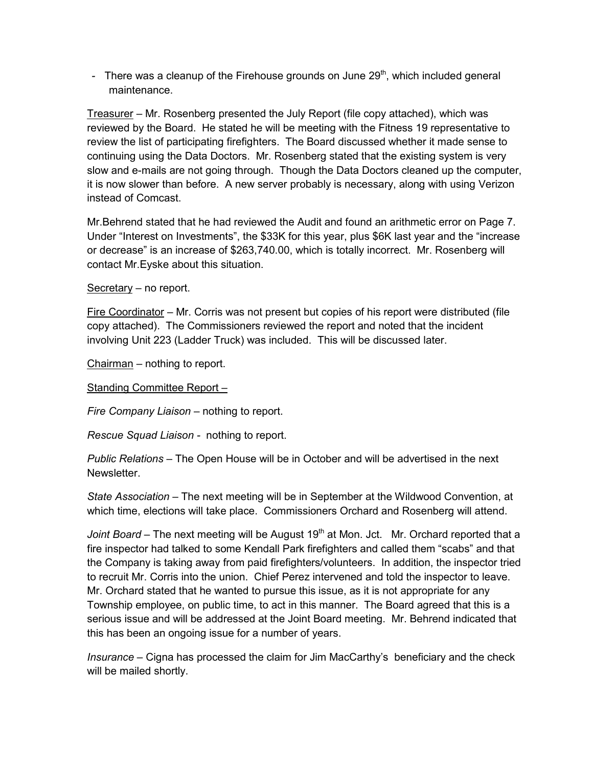- There was a cleanup of the Firehouse grounds on June 29th, which included general maintenance.

Treasurer – Mr. Rosenberg presented the July Report (file copy attached), which was reviewed by the Board. He stated he will be meeting with the Fitness 19 representative to review the list of participating firefighters. The Board discussed whether it made sense to continuing using the Data Doctors. Mr. Rosenberg stated that the existing system is very slow and e-mails are not going through. Though the Data Doctors cleaned up the computer, it is now slower than before. A new server probably is necessary, along with using Verizon instead of Comcast.

Mr.Behrend stated that he had reviewed the Audit and found an arithmetic error on Page 7. Under "Interest on Investments", the $33K for this year, plus $6K last year and the "increase or decrease" is an increase of $263,740.00, which is totally incorrect. Mr. Rosenberg will contact Mr.Eyske about this situation.

Secretary – no report.

Fire Coordinator – Mr. Corris was not present but copies of his report were distributed (file copy attached). The Commissioners reviewed the report and noted that the incident involving Unit 223 (Ladder Truck) was included. This will be discussed later.

Chairman – nothing to report.

Standing Committee Report –

*Fire Company Liaison* – nothing to report.

*Rescue Squad Liaison* - nothing to report.

*Public Relations* – The Open House will be in October and will be advertised in the next Newsletter.

*State Association* – The next meeting will be in September at the Wildwood Convention, at which time, elections will take place. Commissioners Orchard and Rosenberg will attend.

*Joint Board* – The next meeting will be August 19th at Mon. Jct. Mr. Orchard reported that a fire inspector had talked to some Kendall Park firefighters and called them "scabs" and that the Company is taking away from paid firefighters/volunteers. In addition, the inspector tried to recruit Mr. Corris into the union. Chief Perez intervened and told the inspector to leave. Mr. Orchard stated that he wanted to pursue this issue, as it is not appropriate for any Township employee, on public time, to act in this manner. The Board agreed that this is a serious issue and will be addressed at the Joint Board meeting. Mr. Behrend indicated that this has been an ongoing issue for a number of years.

*Insurance* – Cigna has processed the claim for Jim MacCarthy's beneficiary and the check will be mailed shortly.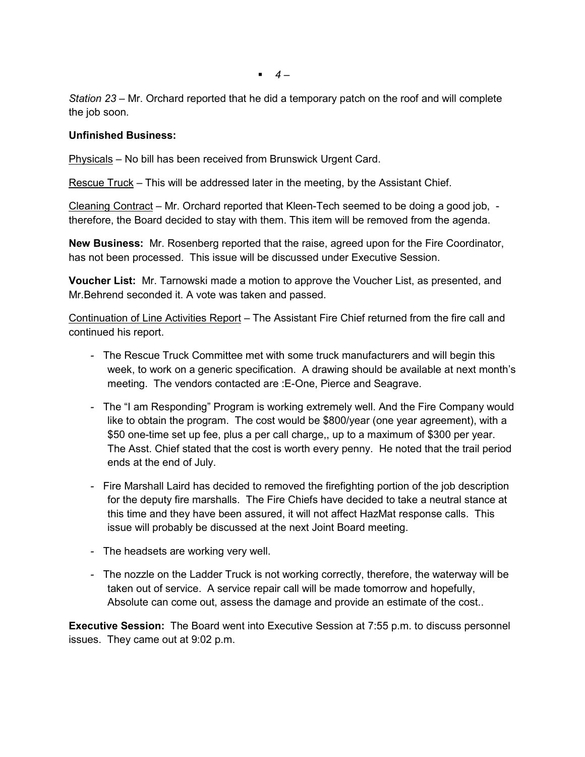*Station 23* – Mr. Orchard reported that he did a temporary patch on the roof and will complete the job soon.

**Unfinished Business:**

Physicals – No bill has been received from Brunswick Urgent Card.

Rescue Truck – This will be addressed later in the meeting, by the Assistant Chief.

Cleaning Contract – Mr. Orchard reported that Kleen-Tech seemed to be doing a good job, - therefore, the Board decided to stay with them. This item will be removed from the agenda.

**New Business:** Mr. Rosenberg reported that the raise, agreed upon for the Fire Coordinator, has not been processed. This issue will be discussed under Executive Session.

**Voucher List:** Mr. Tarnowski made a motion to approve the Voucher List, as presented, and Mr.Behrend seconded it. A vote was taken and passed.

Continuation of Line Activities Report – The Assistant Fire Chief returned from the fire call and continued his report.

- The Rescue Truck Committee met with some truck manufacturers and will begin this week, to work on a generic specification. A drawing should be available at next month's meeting. The vendors contacted are :E-One, Pierce and Seagrave.
- The "I am Responding" Program is working extremely well. And the Fire Company would like to obtain the program. The cost would be $800/year (one year agreement), with a $50 one-time set up fee, plus a per call charge,, up to a maximum of $300 per year. The Asst. Chief stated that the cost is worth every penny. He noted that the trail period ends at the end of July.
- Fire Marshall Laird has decided to removed the firefighting portion of the job description for the deputy fire marshalls. The Fire Chiefs have decided to take a neutral stance at this time and they have been assured, it will not affect HazMat response calls. This issue will probably be discussed at the next Joint Board meeting.
- The headsets are working very well.
- The nozzle on the Ladder Truck is not working correctly, therefore, the waterway will be taken out of service. A service repair call will be made tomorrow and hopefully, Absolute can come out, assess the damage and provide an estimate of the cost..

**Executive Session:** The Board went into Executive Session at 7:55 p.m. to discuss personnel issues. They came out at 9:02 p.m.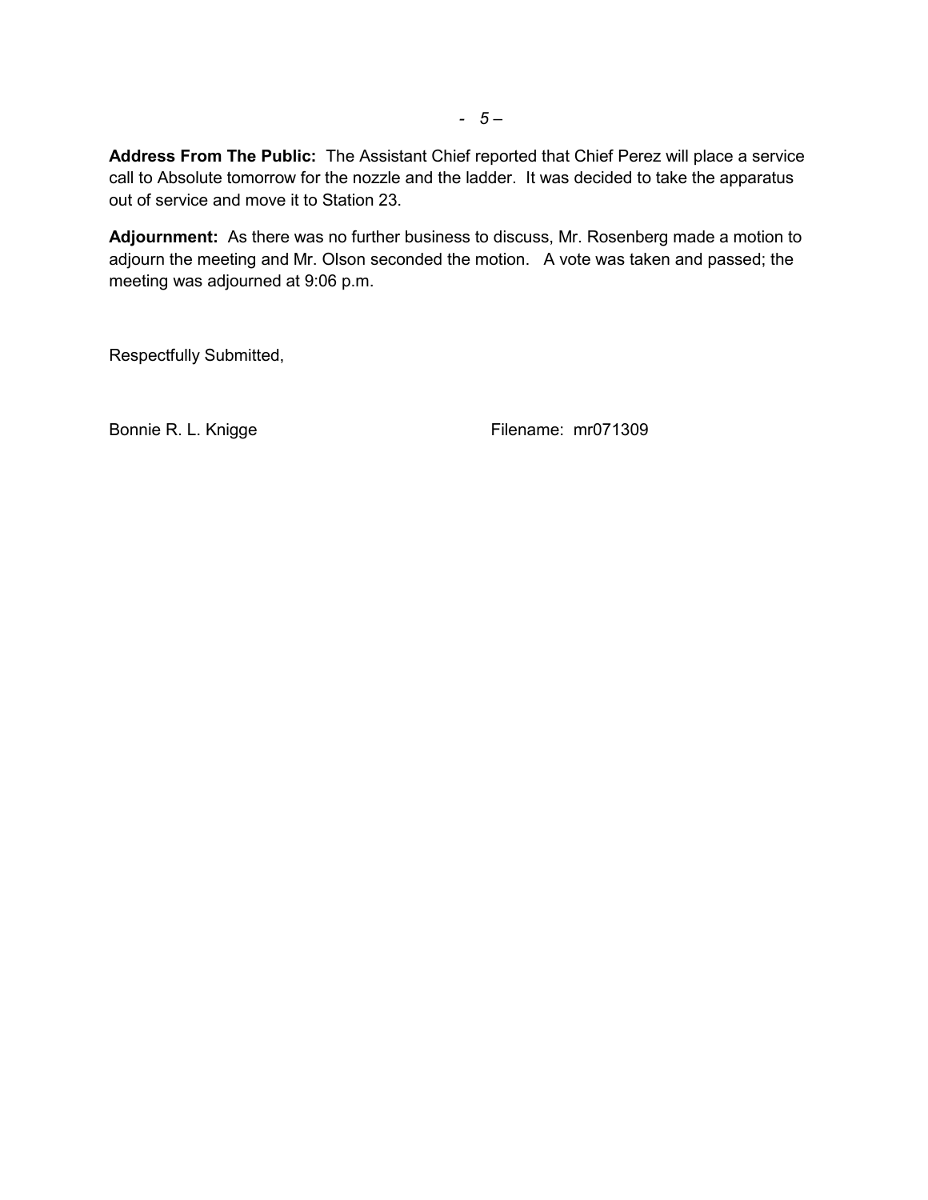**Address From The Public:** The Assistant Chief reported that Chief Perez will place a service call to Absolute tomorrow for the nozzle and the ladder. It was decided to take the apparatus out of service and move it to Station 23.

**Adjournment:** As there was no further business to discuss, Mr. Rosenberg made a motion to adjourn the meeting and Mr. Olson seconded the motion. A vote was taken and passed; the meeting was adjourned at 9:06 p.m.

Respectfully Submitted,

Bonnie R. L. Knigge Filename: mr071309